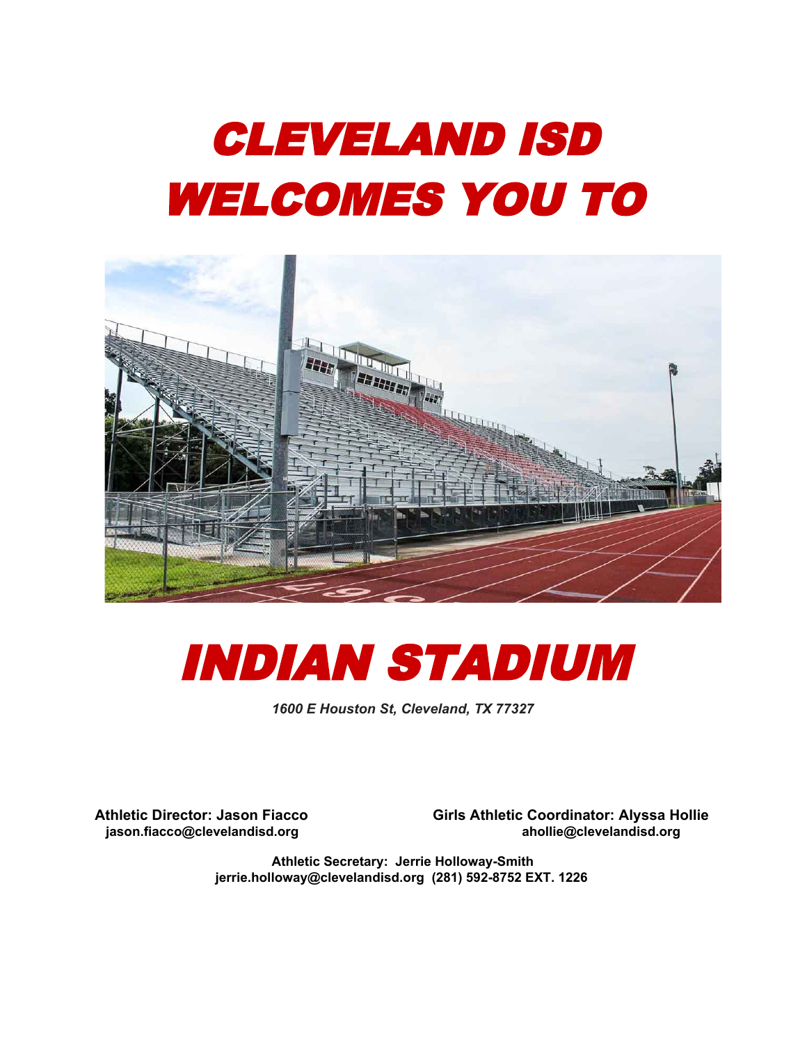# CLEVELAND ISD WELCOMES YOU TO

# INDIAN STADIUM

*1600 E Houston St, Cleveland, TX 77327*

**Athletic Director: Jason Fiacco**
**jason.fiacco@clevelandisd.org**

**Girls Athletic Coordinator: Alyssa Hollie**
**ahollie@clevelandisd.org**

**Athletic Secretary: Jerrie Holloway-Smith**
**jerrie.holloway@clevelandisd.org (281) 592-8752 EXT. 1226**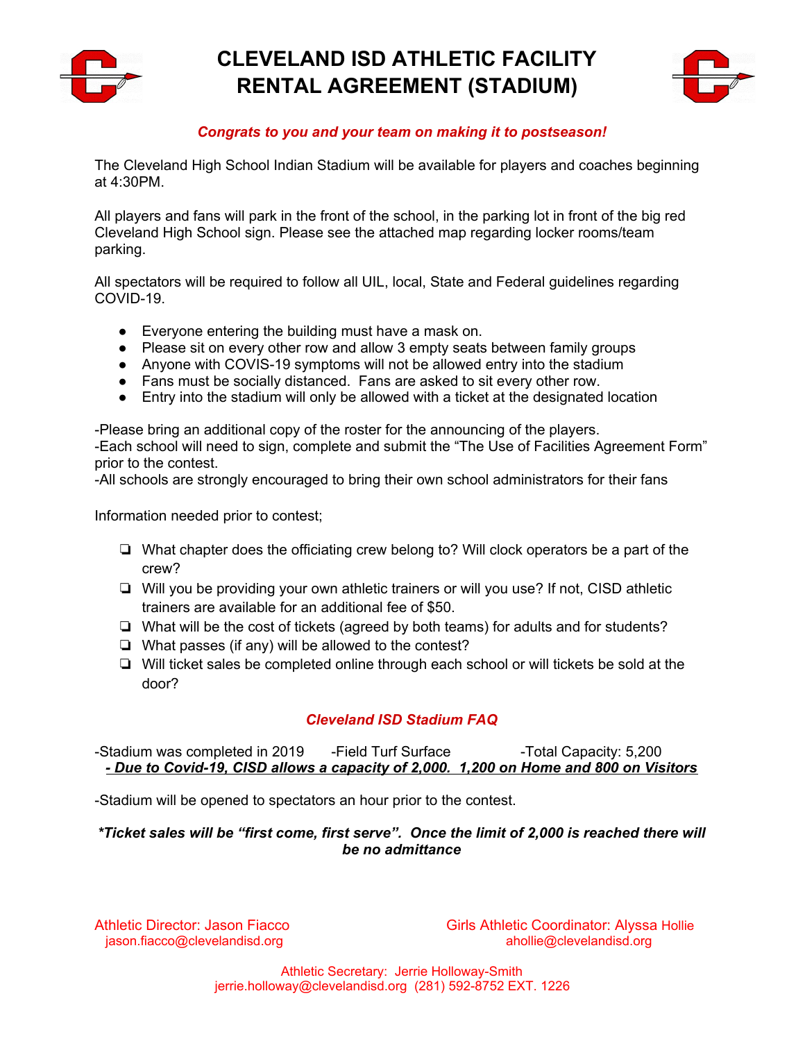# CLEVELAND ISD ATHLETIC FACILITY RENTAL AGREEMENT (STADIUM)

***Congrats to you and your team on making it to postseason!***

The Cleveland High School Indian Stadium will be available for players and coaches beginning at 4:30PM.

All players and fans will park in the front of the school, in the parking lot in front of the big red Cleveland High School sign. Please see the attached map regarding locker rooms/team parking.

All spectators will be required to follow all UIL, local, State and Federal guidelines regarding COVID-19.

- Everyone entering the building must have a mask on.
- Please sit on every other row and allow 3 empty seats between family groups
- Anyone with COVIS-19 symptoms will not be allowed entry into the stadium
- Fans must be socially distanced. Fans are asked to sit every other row.
- Entry into the stadium will only be allowed with a ticket at the designated location

-Please bring an additional copy of the roster for the announcing of the players.
-Each school will need to sign, complete and submit the "The Use of Facilities Agreement Form" prior to the contest.
-All schools are strongly encouraged to bring their own school administrators for their fans

Information needed prior to contest;

- ❏ What chapter does the officiating crew belong to? Will clock operators be a part of the crew?
- ❏ Will you be providing your own athletic trainers or will you use? If not, CISD athletic trainers are available for an additional fee of $50.
- ❏ What will be the cost of tickets (agreed by both teams) for adults and for students?
- ❏ What passes (if any) will be allowed to the contest?
- ❏ Will ticket sales be completed online through each school or will tickets be sold at the door?

## *Cleveland ISD Stadium FAQ*

-Stadium was completed in 2019 -Field Turf Surface -Total Capacity: 5,200
***- Due to Covid-19, CISD allows a capacity of 2,000. 1,200 on Home and 800 on Visitors***

-Stadium will be opened to spectators an hour prior to the contest.

***\*Ticket sales will be "first come, first serve". Once the limit of 2,000 is reached there will be no admittance***

Athletic Director: Jason Fiacco
jason.fiacco@clevelandisd.org

Girls Athletic Coordinator: Alyssa Hollie
ahollie@clevelandisd.org

Athletic Secretary: Jerrie Holloway-Smith
jerrie.holloway@clevelandisd.org (281) 592-8752 EXT. 1226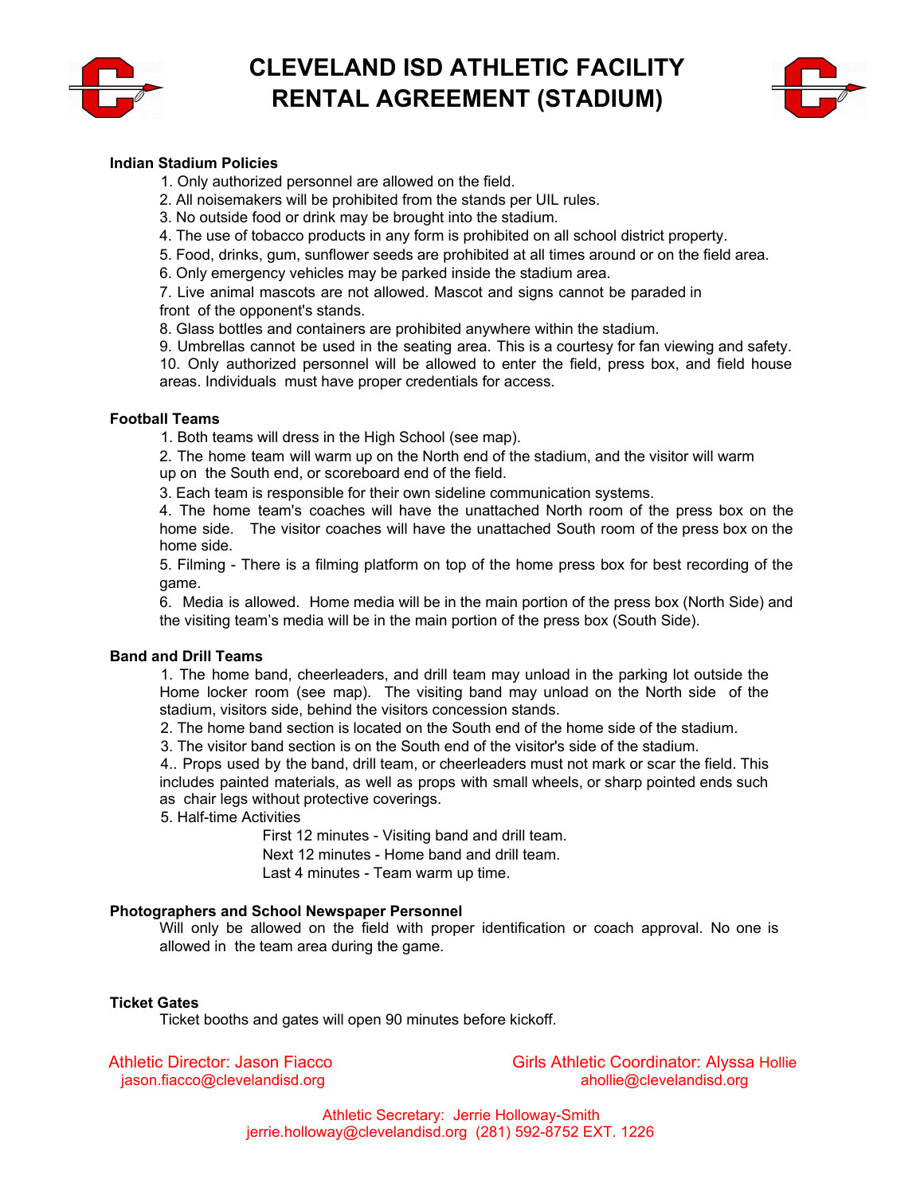# CLEVELAND ISD ATHLETIC FACILITY RENTAL AGREEMENT (STADIUM)

**Indian Stadium Policies**

1. Only authorized personnel are allowed on the field.
2. All noisemakers will be prohibited from the stands per UIL rules.
3. No outside food or drink may be brought into the stadium.
4. The use of tobacco products in any form is prohibited on all school district property.
5. Food, drinks, gum, sunflower seeds are prohibited at all times around or on the field area.
6. Only emergency vehicles may be parked inside the stadium area.
7. Live animal mascots are not allowed. Mascot and signs cannot be paraded in front of the opponent's stands.
8. Glass bottles and containers are prohibited anywhere within the stadium.
9. Umbrellas cannot be used in the seating area. This is a courtesy for fan viewing and safety.
10. Only authorized personnel will be allowed to enter the field, press box, and field house areas. Individuals must have proper credentials for access.

**Football Teams**

1. Both teams will dress in the High School (see map).
2. The home team will warm up on the North end of the stadium, and the visitor will warm up on the South end, or scoreboard end of the field.
3. Each team is responsible for their own sideline communication systems.
4. The home team's coaches will have the unattached North room of the press box on the home side. The visitor coaches will have the unattached South room of the press box on the home side.
5. Filming - There is a filming platform on top of the home press box for best recording of the game.
6. Media is allowed. Home media will be in the main portion of the press box (North Side) and the visiting team's media will be in the main portion of the press box (South Side).

**Band and Drill Teams**

1. The home band, cheerleaders, and drill team may unload in the parking lot outside the Home locker room (see map). The visiting band may unload on the North side of the stadium, visitors side, behind the visitors concession stands.
2. The home band section is located on the South end of the home side of the stadium.
3. The visitor band section is on the South end of the visitor's side of the stadium.
4.. Props used by the band, drill team, or cheerleaders must not mark or scar the field. This includes painted materials, as well as props with small wheels, or sharp pointed ends such as chair legs without protective coverings.
5. Half-time Activities
   - First 12 minutes - Visiting band and drill team.
   - Next 12 minutes - Home band and drill team.
   - Last 4 minutes - Team warm up time.

**Photographers and School Newspaper Personnel**

Will only be allowed on the field with proper identification or coach approval. No one is allowed in the team area during the game.

**Ticket Gates**

Ticket booths and gates will open 90 minutes before kickoff.

Athletic Director: Jason Fiacco
jason.fiacco@clevelandisd.org

Girls Athletic Coordinator: Alyssa Hollie
ahollie@clevelandisd.org

Athletic Secretary: Jerrie Holloway-Smith
jerrie.holloway@clevelandisd.org (281) 592-8752 EXT. 1226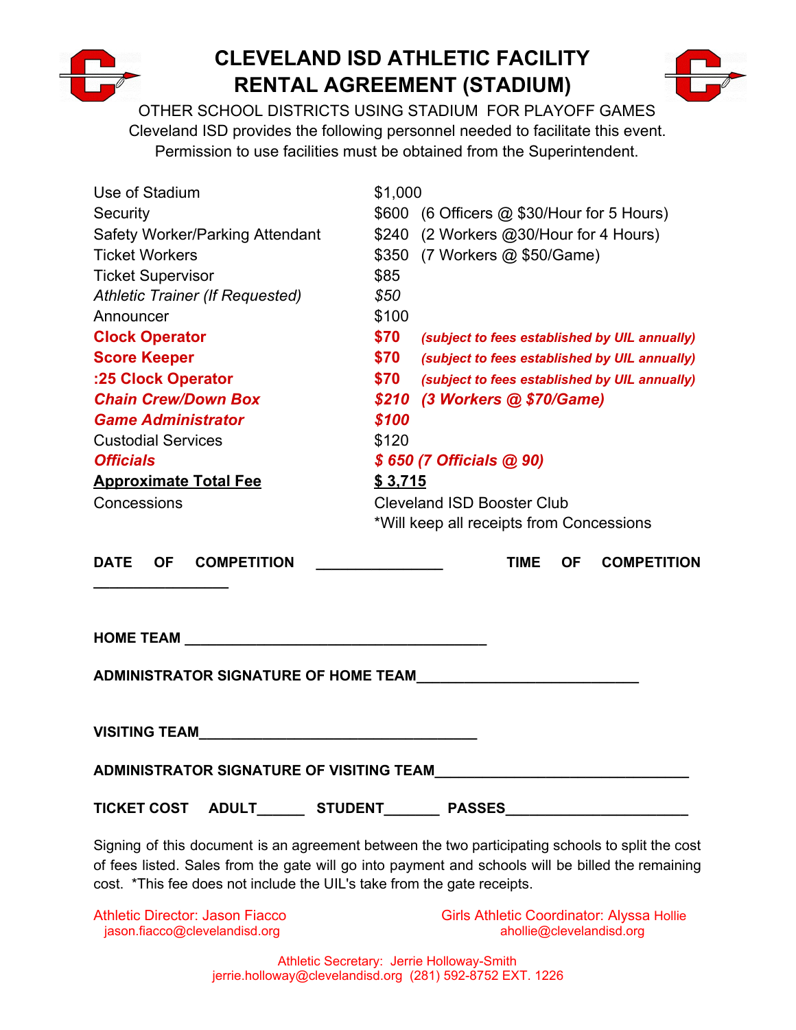# CLEVELAND ISD ATHLETIC FACILITY RENTAL AGREEMENT (STADIUM)

OTHER SCHOOL DISTRICTS USING STADIUM FOR PLAYOFF GAMES
Cleveland ISD provides the following personnel needed to facilitate this event.
Permission to use facilities must be obtained from the Superintendent.

| | |
|---|---|
| Use of Stadium | $1,000 |
| Security | $600 (6 Officers @ $30/Hour for 5 Hours) |
| Safety Worker/Parking Attendant | $240 (2 Workers @30/Hour for 4 Hours) |
| Ticket Workers | $350 (7 Workers @ $50/Game) |
| Ticket Supervisor | $85 |
| *Athletic Trainer (If Requested)* | *$50* |
| Announcer | $100 |
| **Clock Operator** | **$70** ***(subject to fees established by UIL annually)*** |
| **Score Keeper** | **$70** ***(subject to fees established by UIL annually)*** |
| **:25 Clock Operator** | **$70** ***(subject to fees established by UIL annually)*** |
| ***Chain Crew/Down Box*** | ***$210 (3 Workers @ $70/Game)*** |
| ***Game Administrator*** | ***$100*** |
| Custodial Services | $120 |
| ***Officials*** | ***$ 650 (7 Officials @ 90)*** |
| **Approximate Total Fee** | **$ 3,715** |
| Concessions | Cleveland ISD Booster Club<br>*Will keep all receipts from Concessions |

**DATE OF COMPETITION** _______________ **TIME OF COMPETITION** ________________

**HOME TEAM** ____________________________________

**ADMINISTRATOR SIGNATURE OF HOME TEAM**__________________________

**VISITING TEAM**_________________________________

**ADMINISTRATOR SIGNATURE OF VISITING TEAM**______________________________

**TICKET COST ADULT**______ **STUDENT**_______ **PASSES**_____________________

Signing of this document is an agreement between the two participating schools to split the cost of fees listed. Sales from the gate will go into payment and schools will be billed the remaining cost. *This fee does not include the UIL's take from the gate receipts.

Athletic Director: Jason Fiacco
jason.fiacco@clevelandisd.org

Girls Athletic Coordinator: Alyssa Hollie
ahollie@clevelandisd.org

Athletic Secretary: Jerrie Holloway-Smith
jerrie.holloway@clevelandisd.org (281) 592-8752 EXT. 1226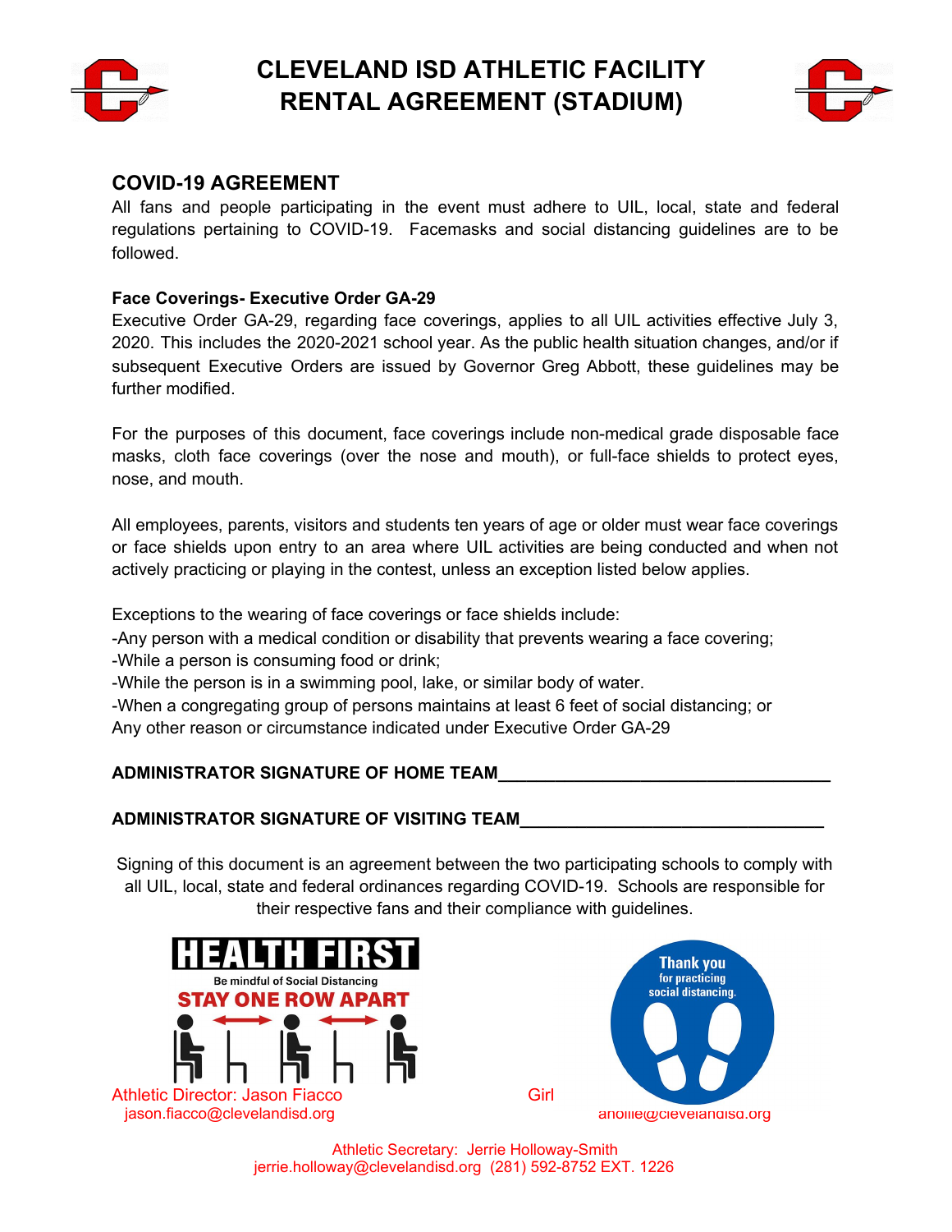# CLEVELAND ISD ATHLETIC FACILITY RENTAL AGREEMENT (STADIUM)

## COVID-19 AGREEMENT

All fans and people participating in the event must adhere to UIL, local, state and federal regulations pertaining to COVID-19. Facemasks and social distancing guidelines are to be followed.

**Face Coverings- Executive Order GA-29**

Executive Order GA-29, regarding face coverings, applies to all UIL activities effective July 3, 2020. This includes the 2020-2021 school year. As the public health situation changes, and/or if subsequent Executive Orders are issued by Governor Greg Abbott, these guidelines may be further modified.

For the purposes of this document, face coverings include non-medical grade disposable face masks, cloth face coverings (over the nose and mouth), or full-face shields to protect eyes, nose, and mouth.

All employees, parents, visitors and students ten years of age or older must wear face coverings or face shields upon entry to an area where UIL activities are being conducted and when not actively practicing or playing in the contest, unless an exception listed below applies.

Exceptions to the wearing of face coverings or face shields include:

-Any person with a medical condition or disability that prevents wearing a face covering;
-While a person is consuming food or drink;
-While the person is in a swimming pool, lake, or similar body of water.
-When a congregating group of persons maintains at least 6 feet of social distancing; or
Any other reason or circumstance indicated under Executive Order GA-29

**ADMINISTRATOR SIGNATURE OF HOME TEAM**___________________________________

**ADMINISTRATOR SIGNATURE OF VISITING TEAM**________________________________

Signing of this document is an agreement between the two participating schools to comply with all UIL, local, state and federal ordinances regarding COVID-19. Schools are responsible for their respective fans and their compliance with guidelines.

HEALTH FIRST
Be mindful of Social Distancing
STAY ONE ROW APART

Thank you for practicing social distancing.

Athletic Director: Jason Fiacco
jason.fiacco@clevelandisd.org

Girl

anollie@clevelandisd.org

Athletic Secretary: Jerrie Holloway-Smith
jerrie.holloway@clevelandisd.org (281) 592-8752 EXT. 1226